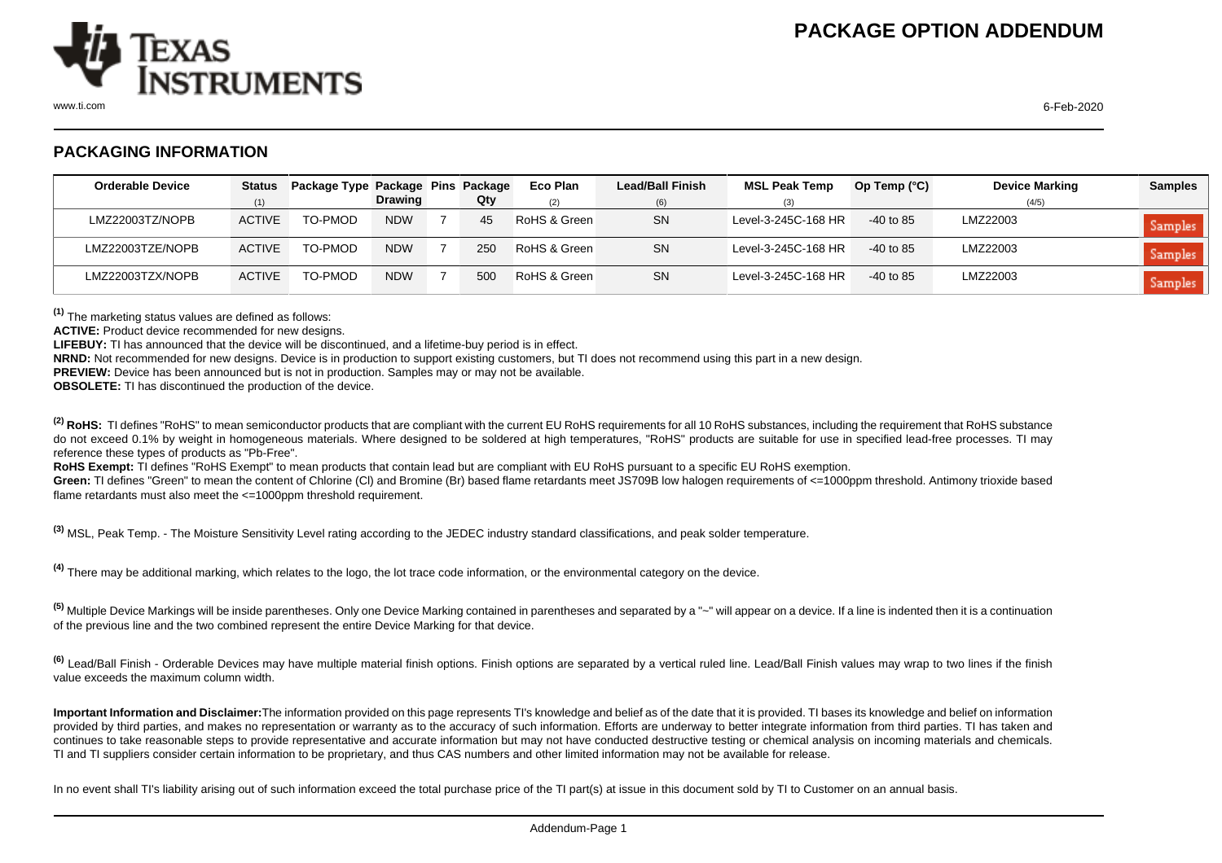# PACKAGE OPTION ADDENDUM

## PACKAGING INFORMATION

| Orderable Device | Status (1) | Package Type | Package Drawing | Pins | Package Qty | Eco Plan (2) | Lead/Ball Finish (6) | MSL Peak Temp (3) | Op Temp (°C) | Device Marking (4/5) | Samples |
|---|---|---|---|---|---|---|---|---|---|---|---|
| LMZ22003TZ/NOPB | ACTIVE | TO-PMOD | NDW | 7 | 45 | RoHS & Green | SN | Level-3-245C-168 HR | -40 to 85 | LMZ22003 | Samples |
| LMZ22003TZE/NOPB | ACTIVE | TO-PMOD | NDW | 7 | 250 | RoHS & Green | SN | Level-3-245C-168 HR | -40 to 85 | LMZ22003 | Samples |
| LMZ22003TZX/NOPB | ACTIVE | TO-PMOD | NDW | 7 | 500 | RoHS & Green | SN | Level-3-245C-168 HR | -40 to 85 | LMZ22003 | Samples |

[1] The marketing status values are defined as follows:
**ACTIVE:** Product device recommended for new designs.
**LIFEBUY:** TI has announced that the device will be discontinued, and a lifetime-buy period is in effect.
**NRND:** Not recommended for new designs. Device is in production to support existing customers, but TI does not recommend using this part in a new design.
**PREVIEW:** Device has been announced but is not in production. Samples may or may not be available.
**OBSOLETE:** TI has discontinued the production of the device.

[2] **RoHS:** TI defines "RoHS" to mean semiconductor products that are compliant with the current EU RoHS requirements for all 10 RoHS substances, including the requirement that RoHS substance do not exceed 0.1% by weight in homogeneous materials. Where designed to be soldered at high temperatures, "RoHS" products are suitable for use in specified lead-free processes. TI may reference these types of products as "Pb-Free".
**RoHS Exempt:** TI defines "RoHS Exempt" to mean products that contain lead but are compliant with EU RoHS pursuant to a specific EU RoHS exemption.
**Green:** TI defines "Green" to mean the content of Chlorine (Cl) and Bromine (Br) based flame retardants meet JS709B low halogen requirements of <=1000ppm threshold. Antimony trioxide based flame retardants must also meet the <=1000ppm threshold requirement.

[3] MSL, Peak Temp. - The Moisture Sensitivity Level rating according to the JEDEC industry standard classifications, and peak solder temperature.

[4] There may be additional marking, which relates to the logo, the lot trace code information, or the environmental category on the device.

[5] Multiple Device Markings will be inside parentheses. Only one Device Marking contained in parentheses and separated by a "~" will appear on a device. If a line is indented then it is a continuation of the previous line and the two combined represent the entire Device Marking for that device.

[6] Lead/Ball Finish - Orderable Devices may have multiple material finish options. Finish options are separated by a vertical ruled line. Lead/Ball Finish values may wrap to two lines if the finish value exceeds the maximum column width.

**Important Information and Disclaimer:** The information provided on this page represents TI's knowledge and belief as of the date that it is provided. TI bases its knowledge and belief on information provided by third parties, and makes no representation or warranty as to the accuracy of such information. Efforts are underway to better integrate information from third parties. TI has taken and continues to take reasonable steps to provide representative and accurate information but may not have conducted destructive testing or chemical analysis on incoming materials and chemicals. TI and TI suppliers consider certain information to be proprietary, and thus CAS numbers and other limited information may not be available for release.

In no event shall TI's liability arising out of such information exceed the total purchase price of the TI part(s) at issue in this document sold by TI to Customer on an annual basis.